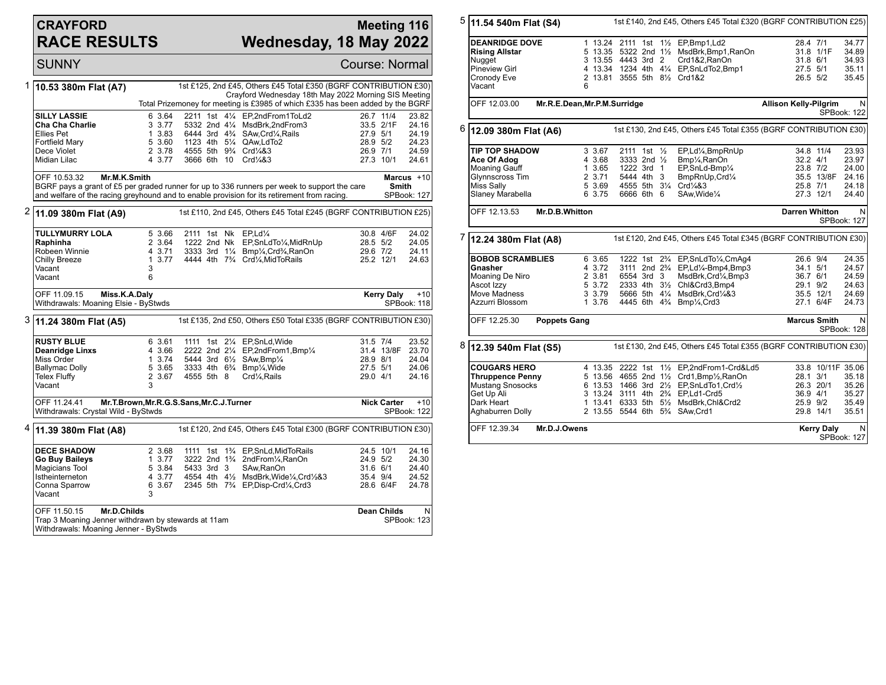# CRAYFORD RACE RESULTS

## Meeting 116 — Wednesday, 18 May 2022

SUNNY — Course: Normal

### 1 — 10.53 380m Flat (A7)

1st £125, 2nd £45, Others £45 Total £350 (BGRF CONTRIBUTION £30)
Crayford Wednesday 18th May 2022 Morning SIS Meeting
Total Prizemoney for meeting is £3985 of which £335 has been added by the BGRF

| Greyhound | Trap | Split | Sectionals | Pos | Dist | Comments | Weight | SP | Time |
|---|---|---|---|---|---|---|---|---|---|
| **SILLY LASSIE** | 6 | 3.64 | 2211 | 1st | 4¼ | EP,2ndFrom1ToLd2 | 26.7 | 11/4 | 23.82 |
| **Cha Cha Charlie** | 3 | 3.77 | 5332 | 2nd | 4¼ | MsdBrk,2ndFrom3 | 33.5 | 2/1F | 24.16 |
| Ellies Pet | 1 | 3.83 | 6444 | 3rd | 4¾ | SAw,Crd¼,Rails | 27.9 | 5/1 | 24.19 |
| Fortfield Mary | 5 | 3.60 | 1123 | 4th | 5¼ | QAw,LdTo2 | 28.9 | 5/2 | 24.23 |
| Dece Violet | 2 | 3.78 | 4555 | 5th | 9¾ | Crd¼&3 | 26.9 | 7/1 | 24.59 |
| Midian Lilac | 4 | 3.77 | 3666 | 6th | 10 | Crd¼&3 | 27.3 | 10/1 | 24.61 |

OFF 10.53.32 **Mr.M.K.Smith** — **Marcus Smith** +10

BGRF pays a grant of £5 per graded runner for up to 336 runners per week to support the care and welfare of the racing greyhound and to enable provision for its retirement from racing.

SPBook: 127

### 2 — 11.09 380m Flat (A9)

1st £110, 2nd £45, Others £45 Total £245 (BGRF CONTRIBUTION £25)

| Greyhound | Trap | Split | Sectionals | Pos | Dist | Comments | Weight | SP | Time |
|---|---|---|---|---|---|---|---|---|---|
| **TULLYMURRY LOLA** | 5 | 3.66 | 2111 | 1st | Nk | EP,Ld¼ | 30.8 | 4/6F | 24.02 |
| **Raphinha** | 2 | 3.64 | 1222 | 2nd | Nk | EP,SnLdTo¼,MidRnUp | 28.5 | 5/2 | 24.05 |
| Robeen Winnie | 4 | 3.71 | 3333 | 3rd | 1¼ | Bmp¼,Crd¾,RanOn | 29.6 | 7/2 | 24.11 |
| Chilly Breeze | 1 | 3.77 | 4444 | 4th | 7¾ | Crd¼,MidToRails | 25.2 | 12/1 | 24.63 |
| Vacant | 3 | | | | | | | | |
| Vacant | 6 | | | | | | | | |

OFF 11.09.15 **Miss.K.A.Daly** — **Kerry Daly** +10

Withdrawals: Moaning Elsie - ByStwds

SPBook: 118

### 3 — 11.24 380m Flat (A5)

1st £135, 2nd £50, Others £50 Total £335 (BGRF CONTRIBUTION £30)

| Greyhound | Trap | Split | Sectionals | Pos | Dist | Comments | Weight | SP | Time |
|---|---|---|---|---|---|---|---|---|---|
| **RUSTY BLUE** | 6 | 3.61 | 1111 | 1st | 2¼ | EP,SnLd,Wide | 31.5 | 7/4 | 23.52 |
| **Deanridge Linxs** | 4 | 3.66 | 2222 | 2nd | 2¼ | EP,2ndFrom1,Bmp¼ | 31.4 | 13/8F | 23.70 |
| Miss Order | 1 | 3.74 | 5444 | 3rd | 6½ | SAw,Bmp¼ | 28.9 | 8/1 | 24.04 |
| Ballymac Dolly | 5 | 3.65 | 3333 | 4th | 6¾ | Bmp¼,Wide | 27.5 | 5/1 | 24.06 |
| Telex Fluffy | 2 | 3.67 | 4555 | 5th | 8 | Crd¼,Rails | 29.0 | 4/1 | 24.16 |
| Vacant | 3 | | | | | | | | |

OFF 11.24.41 **Mr.T.Brown,Mr.R.G.S.Sans,Mr.C.J.Turner** — **Nick Carter** +10

Withdrawals: Crystal Wild - ByStwds

SPBook: 122

### 4 — 11.39 380m Flat (A8)

1st £120, 2nd £45, Others £45 Total £300 (BGRF CONTRIBUTION £30)

| Greyhound | Trap | Split | Sectionals | Pos | Dist | Comments | Weight | SP | Time |
|---|---|---|---|---|---|---|---|---|---|
| **DECE SHADOW** | 2 | 3.68 | 1111 | 1st | 1¾ | EP,SnLd,MidToRails | 24.5 | 10/1 | 24.16 |
| **Go Buy Baileys** | 1 | 3.77 | 3222 | 2nd | 1¾ | 2ndFrom¼,RanOn | 24.9 | 5/2 | 24.30 |
| Magicians Tool | 5 | 3.84 | 5433 | 3rd | 3 | SAw,RanOn | 31.6 | 6/1 | 24.40 |
| Istheinterneton | 4 | 3.77 | 4554 | 4th | 4½ | MsdBrk,Wide¼,Crd½&3 | 35.4 | 9/4 | 24.52 |
| Conna Sparrow | 6 | 3.67 | 2345 | 5th | 7¾ | EP,Disp-Crd¼,Crd3 | 28.6 | 6/4F | 24.78 |
| Vacant | 3 | | | | | | | | |

OFF 11.50.15 **Mr.D.Childs** — **Dean Childs** N

Trap 3 Moaning Jenner withdrawn by stewards at 11am
Withdrawals: Moaning Jenner - ByStwds

SPBook: 123

### 5 — 11.54 540m Flat (S4)

1st £140, 2nd £45, Others £45 Total £320 (BGRF CONTRIBUTION £25)

| Greyhound | Trap | Split | Sectionals | Pos | Dist | Comments | Weight | SP | Time |
|---|---|---|---|---|---|---|---|---|---|
| **DEANRIDGE DOVE** | 1 | 13.24 | 2111 | 1st | 1½ | EP,Bmp1,Ld2 | 28.4 | 7/1 | 34.77 |
| **Rising Allstar** | 5 | 13.35 | 5322 | 2nd | 1½ | MsdBrk,Bmp1,RanOn | 31.8 | 1/1F | 34.89 |
| Nugget | 3 | 13.55 | 4443 | 3rd | 2 | Crd1&2,RanOn | 31.8 | 6/1 | 34.93 |
| Pineview Girl | 4 | 13.34 | 1234 | 4th | 4¼ | EP,SnLdTo2,Bmp1 | 27.5 | 5/1 | 35.11 |
| Cronody Eve | 2 | 13.81 | 3555 | 5th | 8½ | Crd1&2 | 26.5 | 5/2 | 35.45 |
| Vacant | 6 | | | | | | | | |

OFF 12.03.00 **Mr.R.E.Dean,Mr.P.M.Surridge** — **Allison Kelly-Pilgrim** N

SPBook: 122

### 6 — 12.09 380m Flat (A6)

1st £130, 2nd £45, Others £45 Total £355 (BGRF CONTRIBUTION £30)

| Greyhound | Trap | Split | Sectionals | Pos | Dist | Comments | Weight | SP | Time |
|---|---|---|---|---|---|---|---|---|---|
| **TIP TOP SHADOW** | 3 | 3.67 | 2111 | 1st | ½ | EP,Ld¼,BmpRnUp | 34.8 | 11/4 | 23.93 |
| **Ace Of Adog** | 4 | 3.68 | 3333 | 2nd | ½ | Bmp¼,RanOn | 32.2 | 4/1 | 23.97 |
| Moaning Gauff | 1 | 3.65 | 1222 | 3rd | 1 | EP,SnLd-Bmp¼ | 23.8 | 7/2 | 24.00 |
| Glynnscross Tim | 2 | 3.71 | 5444 | 4th | 3 | BmpRnUp,Crd¼ | 35.5 | 13/8F | 24.16 |
| Miss Sally | 5 | 3.69 | 4555 | 5th | 3¼ | Crd¼&3 | 25.8 | 7/1 | 24.18 |
| Slaney Marabella | 6 | 3.75 | 6666 | 6th | 6 | SAw,Wide¼ | 27.3 | 12/1 | 24.40 |

OFF 12.13.53 **Mr.D.B.Whitton** — **Darren Whitton** N

SPBook: 127

### 7 — 12.24 380m Flat (A8)

1st £120, 2nd £45, Others £45 Total £345 (BGRF CONTRIBUTION £30)

| Greyhound | Trap | Split | Sectionals | Pos | Dist | Comments | Weight | SP | Time |
|---|---|---|---|---|---|---|---|---|---|
| **BOBOB SCRAMBLIES** | 6 | 3.65 | 1222 | 1st | 2¾ | EP,SnLdTo¼,CmAg4 | 26.6 | 9/4 | 24.35 |
| **Gnasher** | 4 | 3.72 | 3111 | 2nd | 2¾ | EP,Ld¼-Bmp4,Bmp3 | 34.1 | 5/1 | 24.57 |
| Moaning De Niro | 2 | 3.81 | 6554 | 3rd | 3 | MsdBrk,Crd¼,Bmp3 | 36.7 | 6/1 | 24.59 |
| Ascot Izzy | 5 | 3.72 | 2333 | 4th | 3½ | Chl&Crd3,Bmp4 | 29.1 | 9/2 | 24.63 |
| Move Madness | 3 | 3.79 | 5666 | 5th | 4¼ | MsdBrk,Crd¼&3 | 35.5 | 12/1 | 24.69 |
| Azzurri Blossom | 1 | 3.76 | 4445 | 6th | 4¾ | Bmp¼,Crd3 | 27.1 | 6/4F | 24.73 |

OFF 12.25.30 **Poppets Gang** — **Marcus Smith** N

SPBook: 128

### 8 — 12.39 540m Flat (S5)

1st £130, 2nd £45, Others £45 Total £355 (BGRF CONTRIBUTION £30)

| Greyhound | Trap | Split | Sectionals | Pos | Dist | Comments | Weight | SP | Time |
|---|---|---|---|---|---|---|---|---|---|
| **COUGARS HERO** | 4 | 13.35 | 2222 | 1st | 1½ | EP,2ndFrom1-Crd&Ld5 | 33.8 | 10/11F | 35.06 |
| **Thruppence Penny** | 5 | 13.56 | 4655 | 2nd | 1½ | Crd1,Bmp½,RanOn | 28.1 | 3/1 | 35.18 |
| Mustang Snosocks | 6 | 13.53 | 1466 | 3rd | 2½ | EP,SnLdTo1,Crd½ | 26.3 | 20/1 | 35.26 |
| Get Up Ali | 3 | 13.24 | 3111 | 4th | 2¾ | EP,Ld1-Crd5 | 36.9 | 4/1 | 35.27 |
| Dark Heart | 1 | 13.41 | 6333 | 5th | 5½ | MsdBrk,Chl&Crd2 | 25.9 | 9/2 | 35.49 |
| Aghaburren Dolly | 2 | 13.55 | 5544 | 6th | 5¾ | SAw,Crd1 | 29.8 | 14/1 | 35.51 |

OFF 12.39.34 **Mr.D.J.Owens** — **Kerry Daly** N

SPBook: 127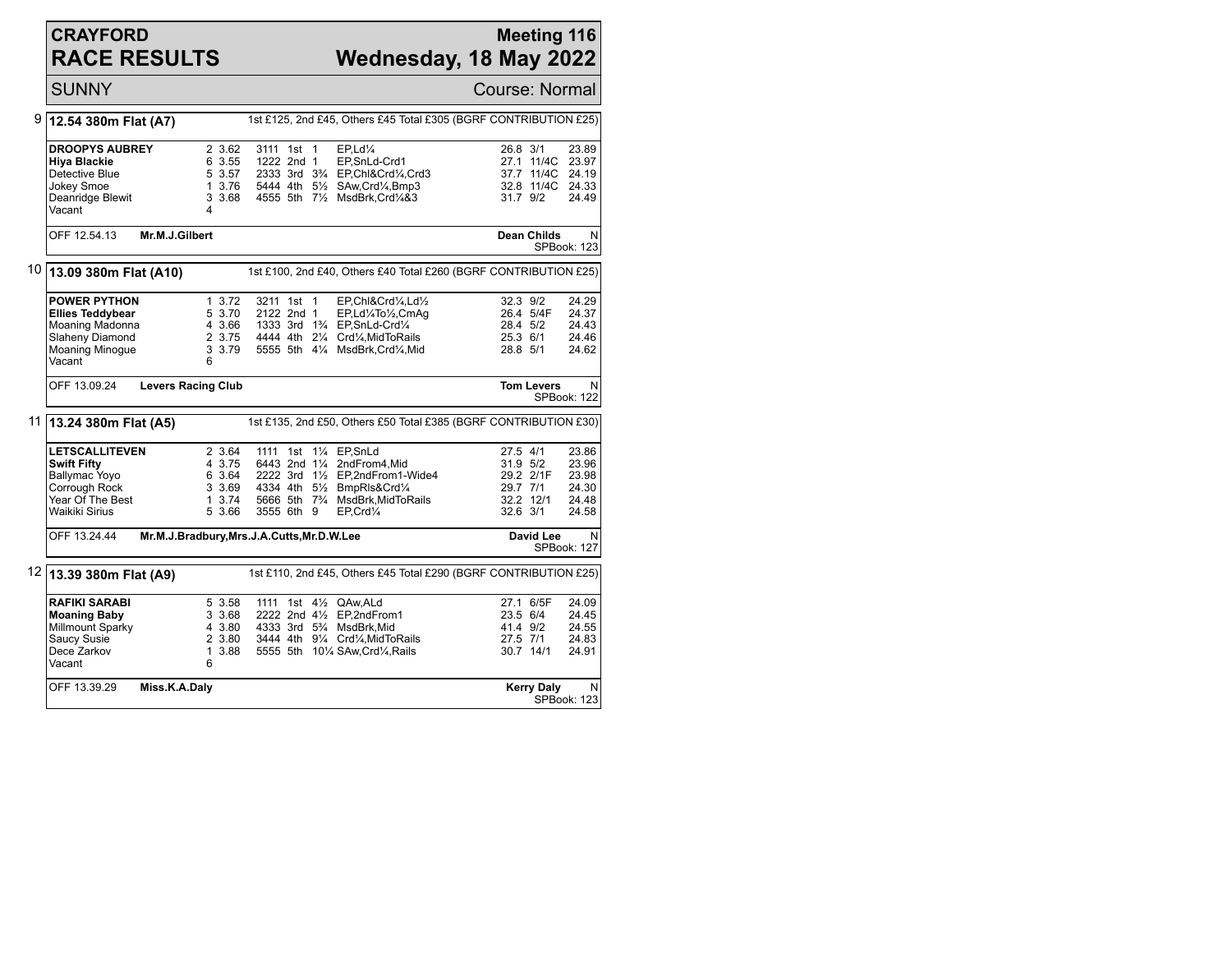# CRAYFORD RACE RESULTS

## Meeting 116 — Wednesday, 18 May 2022

SUNNY — Course: Normal

### 9 — 12.54 380m Flat (A7)

1st £125, 2nd £45, Others £45 Total £305 (BGRF CONTRIBUTION £25)

| | | | | | | | | | | |
|---|---|---|---|---|---|---|---|---|---|---|
| **DROOPYS AUBREY** | 2 | 3.62 | 3111 | 1st | 1 | EP,Ld¼ | 26.8 | 3/1 | 23.89 |
| **Hiya Blackie** | 6 | 3.55 | 1222 | 2nd | 1 | EP,SnLd-Crd1 | 27.1 | 11/4C | 23.97 |
| Detective Blue | 5 | 3.57 | 2333 | 3rd | 3¾ | EP,Chl&Crd¼,Crd3 | 37.7 | 11/4C | 24.19 |
| Jokey Smoe | 1 | 3.76 | 5444 | 4th | 5½ | SAw,Crd¼,Bmp3 | 32.8 | 11/4C | 24.33 |
| Deanridge Blewit | 3 | 3.68 | 4555 | 5th | 7½ | MsdBrk,Crd¼&3 | 31.7 | 9/2 | 24.49 |
| Vacant | 4 | | | | | | | | |

OFF 12.54.13 **Mr.M.J.Gilbert** — **Dean Childs** N — SPBook: 123

### 10 — 13.09 380m Flat (A10)

1st £100, 2nd £40, Others £40 Total £260 (BGRF CONTRIBUTION £25)

| | | | | | | | | | |
|---|---|---|---|---|---|---|---|---|---|
| **POWER PYTHON** | 1 | 3.72 | 3211 | 1st | 1 | EP,Chl&Crd¼,Ld½ | 32.3 | 9/2 | 24.29 |
| **Ellies Teddybear** | 5 | 3.70 | 2122 | 2nd | 1 | EP,Ld¼To½,CmAg | 26.4 | 5/4F | 24.37 |
| Moaning Madonna | 4 | 3.66 | 1333 | 3rd | 1¾ | EP,SnLd-Crd¼ | 28.4 | 5/2 | 24.43 |
| Slaheny Diamond | 2 | 3.75 | 4444 | 4th | 2¼ | Crd¼,MidToRails | 25.3 | 6/1 | 24.46 |
| Moaning Minogue | 3 | 3.79 | 5555 | 5th | 4¼ | MsdBrk,Crd¼,Mid | 28.8 | 5/1 | 24.62 |
| Vacant | 6 | | | | | | | | |

OFF 13.09.24 **Levers Racing Club** — **Tom Levers** N — SPBook: 122

### 11 — 13.24 380m Flat (A5)

1st £135, 2nd £50, Others £50 Total £385 (BGRF CONTRIBUTION £30)

| | | | | | | | | | |
|---|---|---|---|---|---|---|---|---|---|
| **LETSCALLITEVEN** | 2 | 3.64 | 1111 | 1st | 1¼ | EP,SnLd | 27.5 | 4/1 | 23.86 |
| **Swift Fifty** | 4 | 3.75 | 6443 | 2nd | 1¼ | 2ndFrom4,Mid | 31.9 | 5/2 | 23.96 |
| Ballymac Yoyo | 6 | 3.64 | 2222 | 3rd | 1½ | EP,2ndFrom1-Wide4 | 29.2 | 2/1F | 23.98 |
| Corrough Rock | 3 | 3.69 | 4334 | 4th | 5½ | BmpRls&Crd¼ | 29.7 | 7/1 | 24.30 |
| Year Of The Best | 1 | 3.74 | 5666 | 5th | 7¾ | MsdBrk,MidToRails | 32.2 | 12/1 | 24.48 |
| Waikiki Sirius | 5 | 3.66 | 3555 | 6th | 9 | EP,Crd¼ | 32.6 | 3/1 | 24.58 |

OFF 13.24.44 **Mr.M.J.Bradbury,Mrs.J.A.Cutts,Mr.D.W.Lee** — **David Lee** N — SPBook: 127

### 12 — 13.39 380m Flat (A9)

1st £110, 2nd £45, Others £45 Total £290 (BGRF CONTRIBUTION £25)

| | | | | | | | | | |
|---|---|---|---|---|---|---|---|---|---|
| **RAFIKI SARABI** | 5 | 3.58 | 1111 | 1st | 4½ | QAw,ALd | 27.1 | 6/5F | 24.09 |
| **Moaning Baby** | 3 | 3.68 | 2222 | 2nd | 4½ | EP,2ndFrom1 | 23.5 | 6/4 | 24.45 |
| Millmount Sparky | 4 | 3.80 | 4333 | 3rd | 5¾ | MsdBrk,Mid | 41.4 | 9/2 | 24.55 |
| Saucy Susie | 2 | 3.80 | 3444 | 4th | 9¼ | Crd¼,MidToRails | 27.5 | 7/1 | 24.83 |
| Dece Zarkov | 1 | 3.88 | 5555 | 5th | 10¼ | SAw,Crd¼,Rails | 30.7 | 14/1 | 24.91 |
| Vacant | 6 | | | | | | | | |

OFF 13.39.29 **Miss.K.A.Daly** — **Kerry Daly** N — SPBook: 123